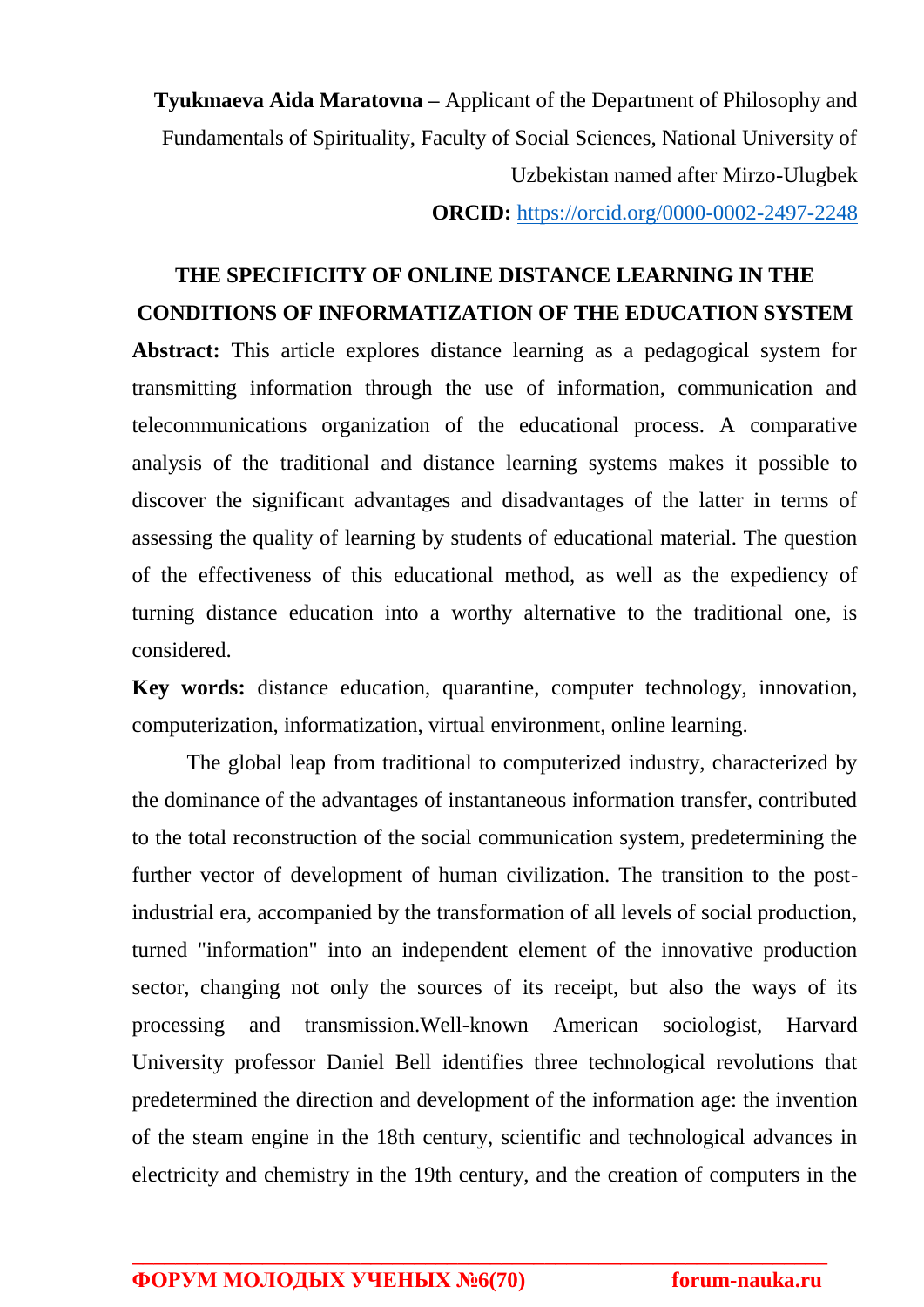**Tyukmaeva Aida Maratovna –** Applicant of the Department of Philosophy and Fundamentals of Spirituality, Faculty of Social Sciences, National University of Uzbekistan named after Mirzo-Ulugbek

**ORCID:** https://orcid.org/0000-0002-2497-2248

# THE SPECIFICITY OF ONLINE DISTANCE LEARNING IN THE CONDITIONS OF INFORMATIZATION OF THE EDUCATION SYSTEM

**Abstract:** This article explores distance learning as a pedagogical system for transmitting information through the use of information, communication and telecommunications organization of the educational process. A comparative analysis of the traditional and distance learning systems makes it possible to discover the significant advantages and disadvantages of the latter in terms of assessing the quality of learning by students of educational material. The question of the effectiveness of this educational method, as well as the expediency of turning distance education into a worthy alternative to the traditional one, is considered.

**Key words:** distance education, quarantine, computer technology, innovation, computerization, informatization, virtual environment, online learning.

The global leap from traditional to computerized industry, characterized by the dominance of the advantages of instantaneous information transfer, contributed to the total reconstruction of the social communication system, predetermining the further vector of development of human civilization. The transition to the post-industrial era, accompanied by the transformation of all levels of social production, turned "information" into an independent element of the innovative production sector, changing not only the sources of its receipt, but also the ways of its processing and transmission.Well-known American sociologist, Harvard University professor Daniel Bell identifies three technological revolutions that predetermined the direction and development of the information age: the invention of the steam engine in the 18th century, scientific and technological advances in electricity and chemistry in the 19th century, and the creation of computers in the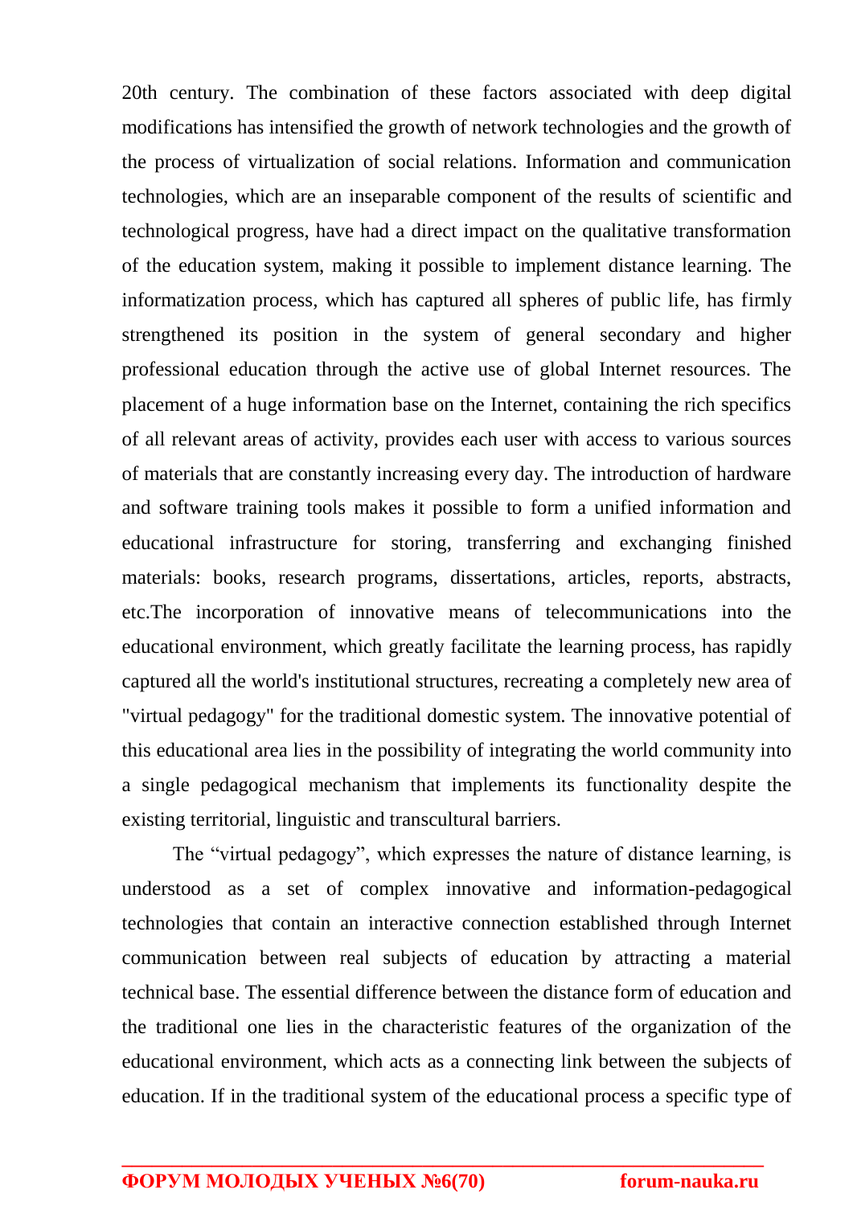20th century. The combination of these factors associated with deep digital modifications has intensified the growth of network technologies and the growth of the process of virtualization of social relations. Information and communication technologies, which are an inseparable component of the results of scientific and technological progress, have had a direct impact on the qualitative transformation of the education system, making it possible to implement distance learning. The informatization process, which has captured all spheres of public life, has firmly strengthened its position in the system of general secondary and higher professional education through the active use of global Internet resources. The placement of a huge information base on the Internet, containing the rich specifics of all relevant areas of activity, provides each user with access to various sources of materials that are constantly increasing every day. The introduction of hardware and software training tools makes it possible to form a unified information and educational infrastructure for storing, transferring and exchanging finished materials: books, research programs, dissertations, articles, reports, abstracts, etc.The incorporation of innovative means of telecommunications into the educational environment, which greatly facilitate the learning process, has rapidly captured all the world's institutional structures, recreating a completely new area of "virtual pedagogy" for the traditional domestic system. The innovative potential of this educational area lies in the possibility of integrating the world community into a single pedagogical mechanism that implements its functionality despite the existing territorial, linguistic and transcultural barriers.

The “virtual pedagogy”, which expresses the nature of distance learning, is understood as a set of complex innovative and information-pedagogical technologies that contain an interactive connection established through Internet communication between real subjects of education by attracting a material technical base. The essential difference between the distance form of education and the traditional one lies in the characteristic features of the organization of the educational environment, which acts as a connecting link between the subjects of education. If in the traditional system of the educational process a specific type of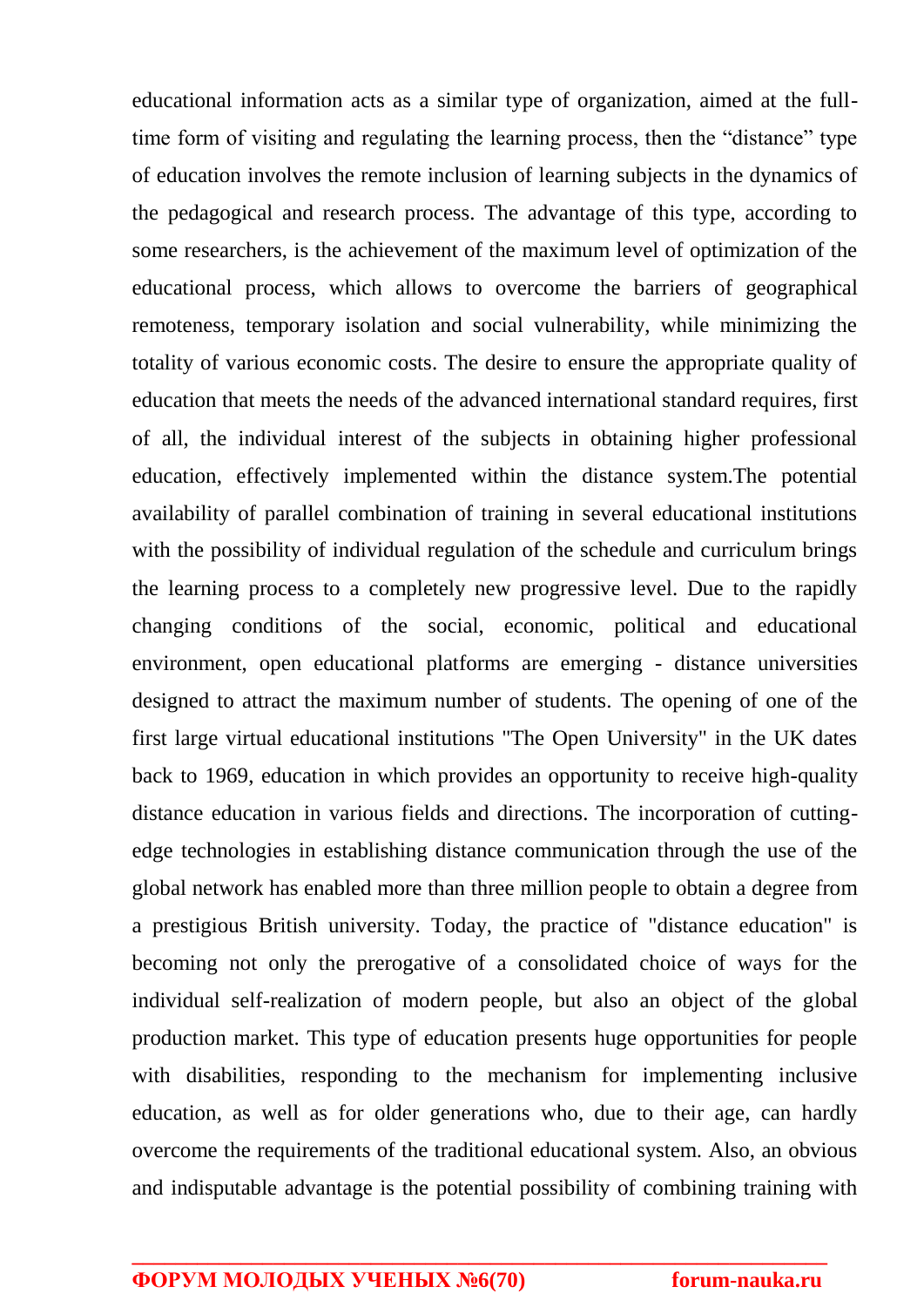educational information acts as a similar type of organization, aimed at the full-time form of visiting and regulating the learning process, then the “distance” type of education involves the remote inclusion of learning subjects in the dynamics of the pedagogical and research process. The advantage of this type, according to some researchers, is the achievement of the maximum level of optimization of the educational process, which allows to overcome the barriers of geographical remoteness, temporary isolation and social vulnerability, while minimizing the totality of various economic costs. The desire to ensure the appropriate quality of education that meets the needs of the advanced international standard requires, first of all, the individual interest of the subjects in obtaining higher professional education, effectively implemented within the distance system.The potential availability of parallel combination of training in several educational institutions with the possibility of individual regulation of the schedule and curriculum brings the learning process to a completely new progressive level. Due to the rapidly changing conditions of the social, economic, political and educational environment, open educational platforms are emerging - distance universities designed to attract the maximum number of students. The opening of one of the first large virtual educational institutions "The Open University" in the UK dates back to 1969, education in which provides an opportunity to receive high-quality distance education in various fields and directions. The incorporation of cutting-edge technologies in establishing distance communication through the use of the global network has enabled more than three million people to obtain a degree from a prestigious British university. Today, the practice of "distance education" is becoming not only the prerogative of a consolidated choice of ways for the individual self-realization of modern people, but also an object of the global production market. This type of education presents huge opportunities for people with disabilities, responding to the mechanism for implementing inclusive education, as well as for older generations who, due to their age, can hardly overcome the requirements of the traditional educational system. Also, an obvious and indisputable advantage is the potential possibility of combining training with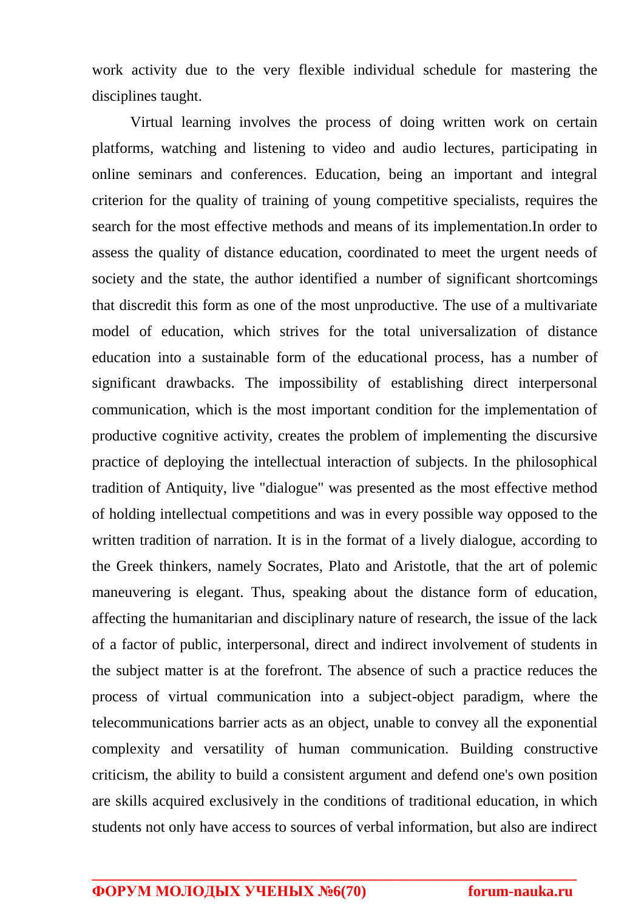work activity due to the very flexible individual schedule for mastering the disciplines taught.

Virtual learning involves the process of doing written work on certain platforms, watching and listening to video and audio lectures, participating in online seminars and conferences. Education, being an important and integral criterion for the quality of training of young competitive specialists, requires the search for the most effective methods and means of its implementation.In order to assess the quality of distance education, coordinated to meet the urgent needs of society and the state, the author identified a number of significant shortcomings that discredit this form as one of the most unproductive. The use of a multivariate model of education, which strives for the total universalization of distance education into a sustainable form of the educational process, has a number of significant drawbacks. The impossibility of establishing direct interpersonal communication, which is the most important condition for the implementation of productive cognitive activity, creates the problem of implementing the discursive practice of deploying the intellectual interaction of subjects. In the philosophical tradition of Antiquity, live "dialogue" was presented as the most effective method of holding intellectual competitions and was in every possible way opposed to the written tradition of narration. It is in the format of a lively dialogue, according to the Greek thinkers, namely Socrates, Plato and Aristotle, that the art of polemic maneuvering is elegant. Thus, speaking about the distance form of education, affecting the humanitarian and disciplinary nature of research, the issue of the lack of a factor of public, interpersonal, direct and indirect involvement of students in the subject matter is at the forefront. The absence of such a practice reduces the process of virtual communication into a subject-object paradigm, where the telecommunications barrier acts as an object, unable to convey all the exponential complexity and versatility of human communication. Building constructive criticism, the ability to build a consistent argument and defend one's own position are skills acquired exclusively in the conditions of traditional education, in which students not only have access to sources of verbal information, but also are indirect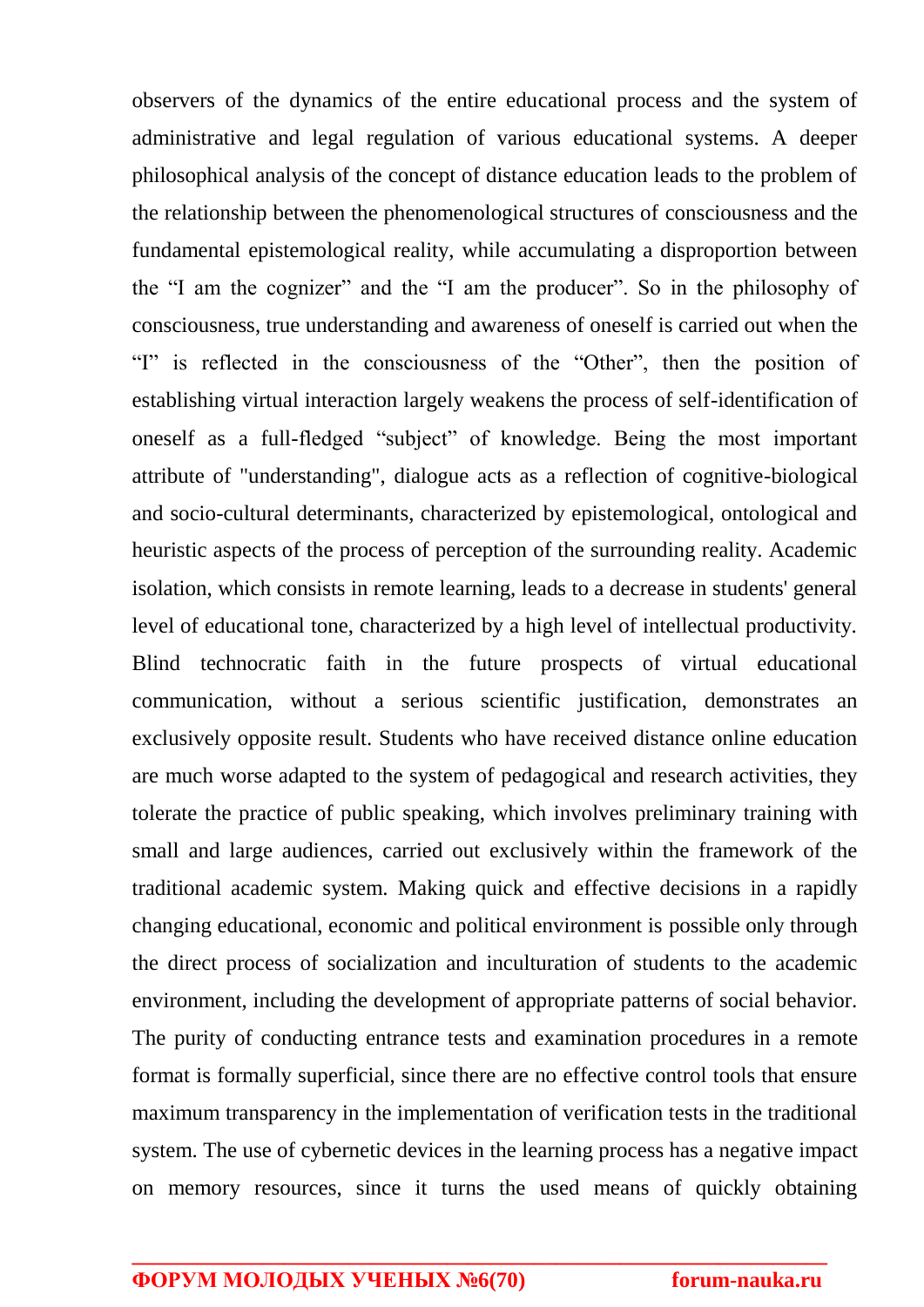observers of the dynamics of the entire educational process and the system of administrative and legal regulation of various educational systems. A deeper philosophical analysis of the concept of distance education leads to the problem of the relationship between the phenomenological structures of consciousness and the fundamental epistemological reality, while accumulating a disproportion between the "I am the cognizer" and the "I am the producer". So in the philosophy of consciousness, true understanding and awareness of oneself is carried out when the "I" is reflected in the consciousness of the "Other", then the position of establishing virtual interaction largely weakens the process of self-identification of oneself as a full-fledged "subject" of knowledge. Being the most important attribute of "understanding", dialogue acts as a reflection of cognitive-biological and socio-cultural determinants, characterized by epistemological, ontological and heuristic aspects of the process of perception of the surrounding reality. Academic isolation, which consists in remote learning, leads to a decrease in students' general level of educational tone, characterized by a high level of intellectual productivity. Blind technocratic faith in the future prospects of virtual educational communication, without a serious scientific justification, demonstrates an exclusively opposite result. Students who have received distance online education are much worse adapted to the system of pedagogical and research activities, they tolerate the practice of public speaking, which involves preliminary training with small and large audiences, carried out exclusively within the framework of the traditional academic system. Making quick and effective decisions in a rapidly changing educational, economic and political environment is possible only through the direct process of socialization and inculturation of students to the academic environment, including the development of appropriate patterns of social behavior. The purity of conducting entrance tests and examination procedures in a remote format is formally superficial, since there are no effective control tools that ensure maximum transparency in the implementation of verification tests in the traditional system. The use of cybernetic devices in the learning process has a negative impact on memory resources, since it turns the used means of quickly obtaining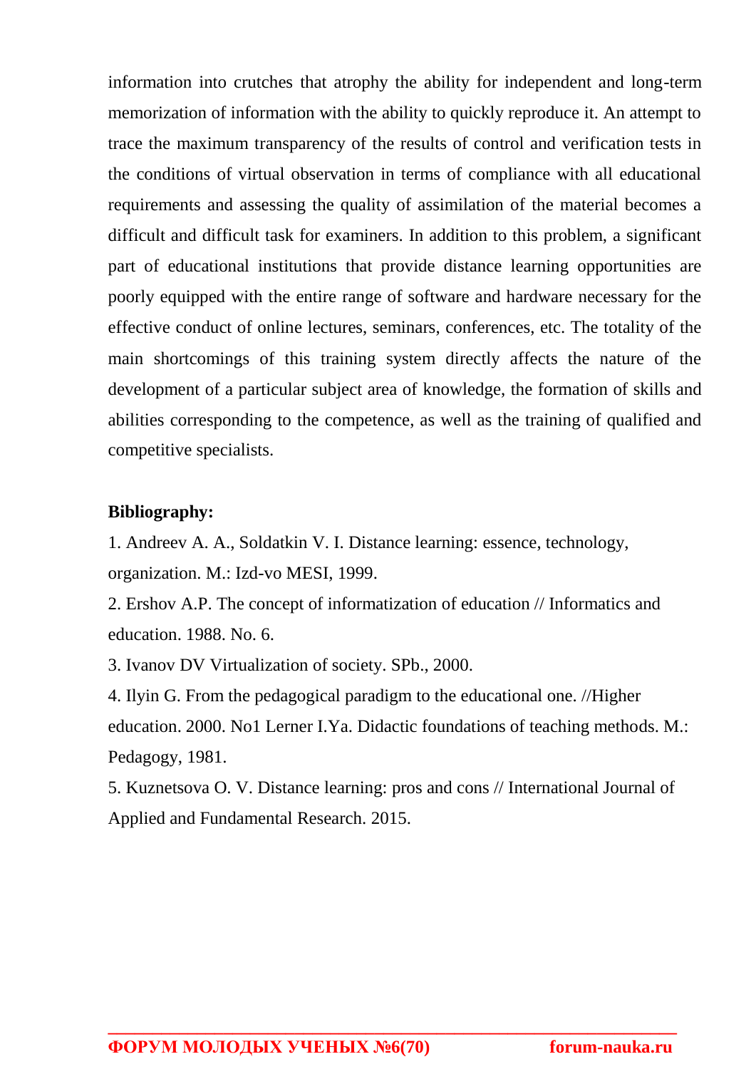information into crutches that atrophy the ability for independent and long-term memorization of information with the ability to quickly reproduce it. An attempt to trace the maximum transparency of the results of control and verification tests in the conditions of virtual observation in terms of compliance with all educational requirements and assessing the quality of assimilation of the material becomes a difficult and difficult task for examiners. In addition to this problem, a significant part of educational institutions that provide distance learning opportunities are poorly equipped with the entire range of software and hardware necessary for the effective conduct of online lectures, seminars, conferences, etc. The totality of the main shortcomings of this training system directly affects the nature of the development of a particular subject area of knowledge, the formation of skills and abilities corresponding to the competence, as well as the training of qualified and competitive specialists.

**Bibliography:**

1. Andreev A. A., Soldatkin V. I. Distance learning: essence, technology, organization. M.: Izd-vo MESI, 1999.
2. Ershov A.P. The concept of informatization of education // Informatics and education. 1988. No. 6.
3. Ivanov DV Virtualization of society. SPb., 2000.
4. Ilyin G. From the pedagogical paradigm to the educational one. //Higher education. 2000. No1 Lerner I.Ya. Didactic foundations of teaching methods. M.: Pedagogy, 1981.
5. Kuznetsova O. V. Distance learning: pros and cons // International Journal of Applied and Fundamental Research. 2015.